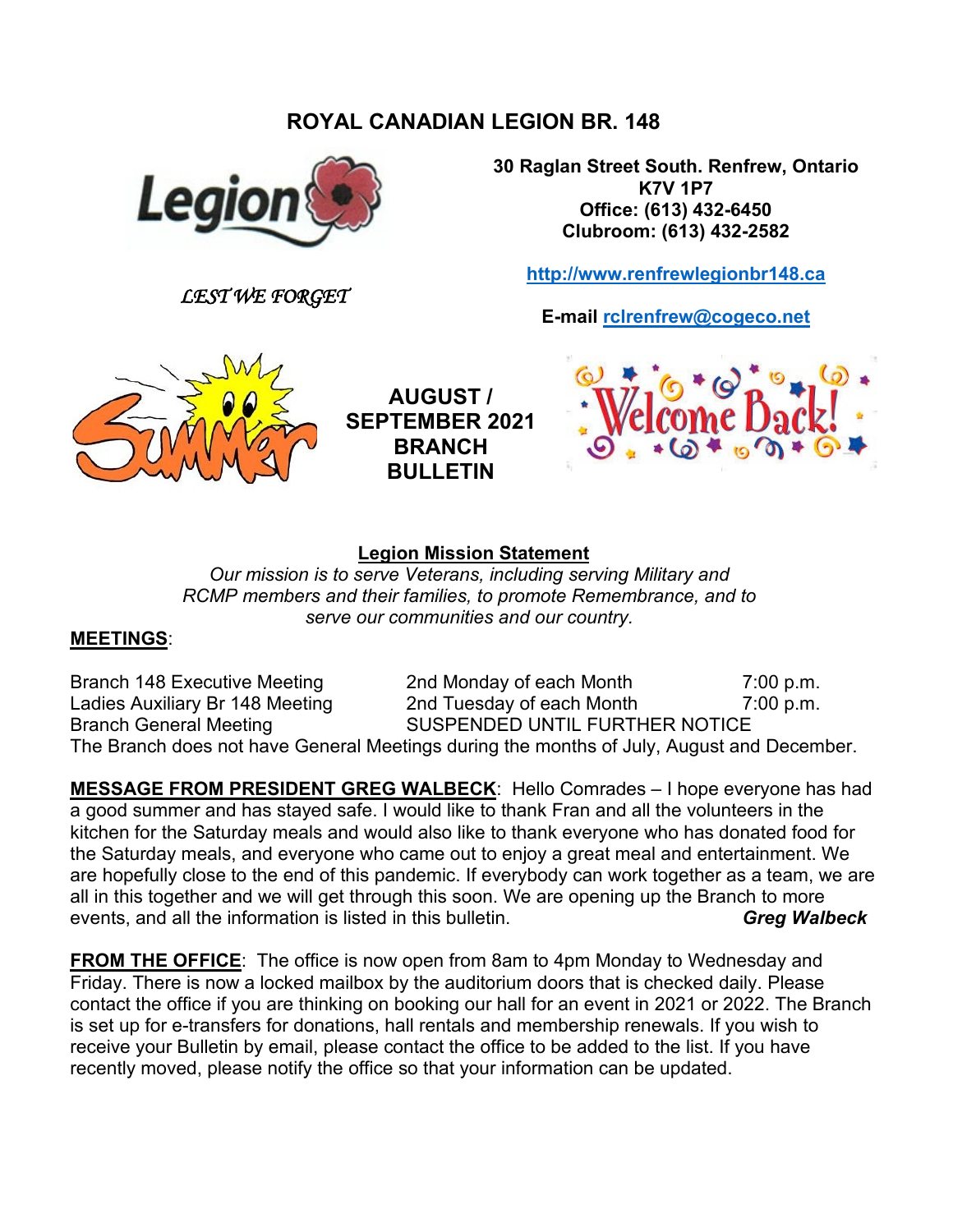# ROYAL CANADIAN LEGION BR. 148

**30 Raglan Street South. Renfrew, Ontario**
**K7V 1P7**
**Office: (613) 432-6450**
**Clubroom: (613) 432-2582**

**http://www.renfrewlegionbr148.ca**

*LEST WE FORGET*

**E-mail rclrenfrew@cogeco.net**

**AUGUST / SEPTEMBER 2021 BRANCH BULLETIN**

## Legion Mission Statement

*Our mission is to serve Veterans, including serving Military and RCMP members and their families, to promote Remembrance, and to serve our communities and our country.*

**MEETINGS**:

| | | |
|---|---|---|
| Branch 148 Executive Meeting | 2nd Monday of each Month | 7:00 p.m. |
| Ladies Auxiliary Br 148 Meeting | 2nd Tuesday of each Month | 7:00 p.m. |
| Branch General Meeting | SUSPENDED UNTIL FURTHER NOTICE | |

The Branch does not have General Meetings during the months of July, August and December.

**MESSAGE FROM PRESIDENT GREG WALBECK**: Hello Comrades – I hope everyone has had a good summer and has stayed safe. I would like to thank Fran and all the volunteers in the kitchen for the Saturday meals and would also like to thank everyone who has donated food for the Saturday meals, and everyone who came out to enjoy a great meal and entertainment. We are hopefully close to the end of this pandemic. If everybody can work together as a team, we are all in this together and we will get through this soon. We are opening up the Branch to more events, and all the information is listed in this bulletin. ***Greg Walbeck***

**FROM THE OFFICE**: The office is now open from 8am to 4pm Monday to Wednesday and Friday. There is now a locked mailbox by the auditorium doors that is checked daily. Please contact the office if you are thinking on booking our hall for an event in 2021 or 2022. The Branch is set up for e-transfers for donations, hall rentals and membership renewals. If you wish to receive your Bulletin by email, please contact the office to be added to the list. If you have recently moved, please notify the office so that your information can be updated.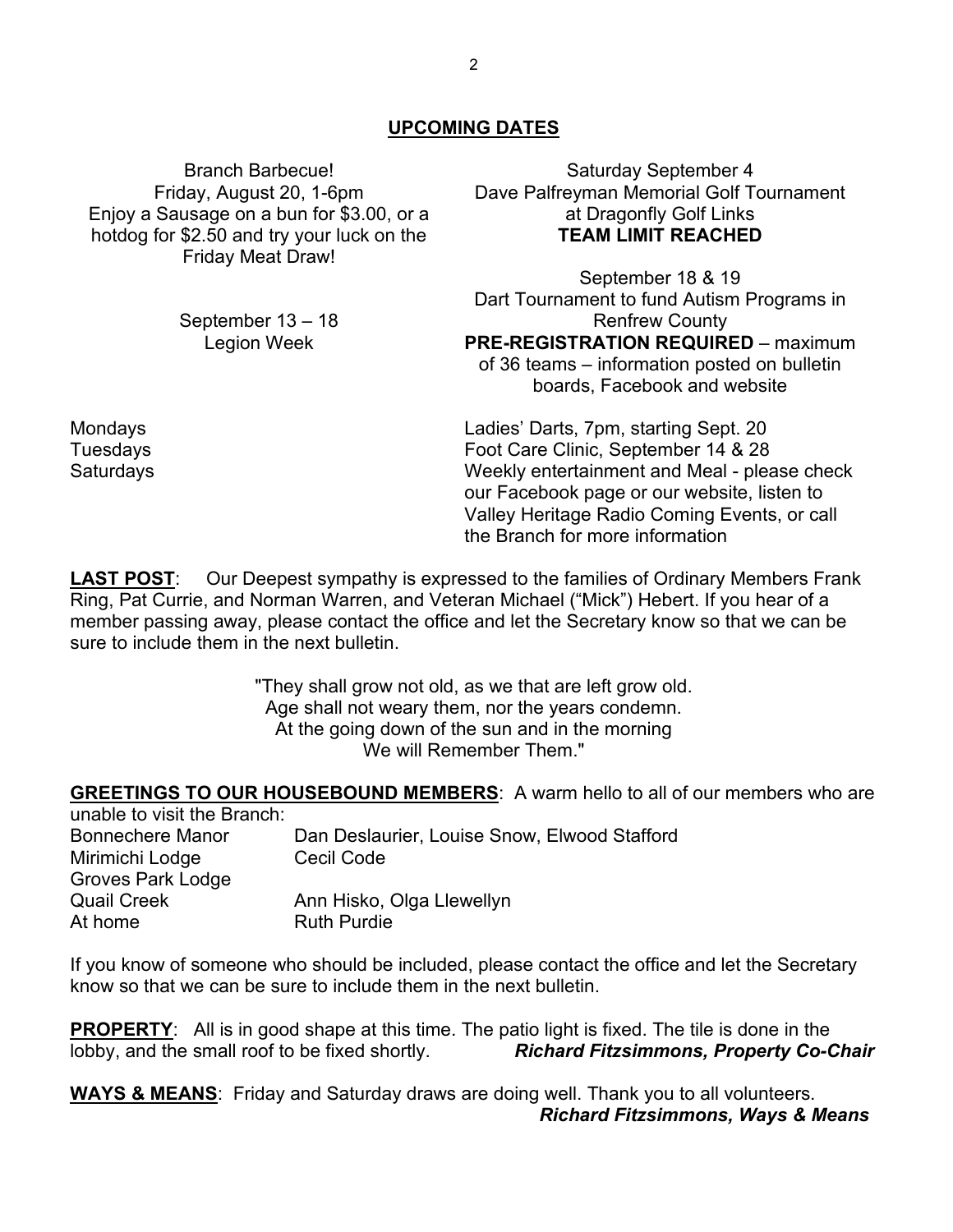## UPCOMING DATES

Branch Barbecue!
Friday, August 20, 1-6pm
Enjoy a Sausage on a bun for $3.00, or a hotdog for $2.50 and try your luck on the Friday Meat Draw!

Saturday September 4
Dave Palfreyman Memorial Golf Tournament at Dragonfly Golf Links
**TEAM LIMIT REACHED**

September 13 – 18
Legion Week

September 18 & 19
Dart Tournament to fund Autism Programs in Renfrew County
**PRE-REGISTRATION REQUIRED** – maximum of 36 teams – information posted on bulletin boards, Facebook and website

| | |
|---|---|
| Mondays | Ladies' Darts, 7pm, starting Sept. 20 |
| Tuesdays | Foot Care Clinic, September 14 & 28 |
| Saturdays | Weekly entertainment and Meal - please check our Facebook page or our website, listen to Valley Heritage Radio Coming Events, or call the Branch for more information |

**LAST POST**: Our Deepest sympathy is expressed to the families of Ordinary Members Frank Ring, Pat Currie, and Norman Warren, and Veteran Michael ("Mick") Hebert. If you hear of a member passing away, please contact the office and let the Secretary know so that we can be sure to include them in the next bulletin.

"They shall grow not old, as we that are left grow old.
Age shall not weary them, nor the years condemn.
At the going down of the sun and in the morning
We will Remember Them."

**GREETINGS TO OUR HOUSEBOUND MEMBERS**: A warm hello to all of our members who are unable to visit the Branch:

| | |
|---|---|
| Bonnechere Manor | Dan Deslaurier, Louise Snow, Elwood Stafford |
| Mirimichi Lodge | Cecil Code |
| Groves Park Lodge | |
| Quail Creek | Ann Hisko, Olga Llewellyn |
| At home | Ruth Purdie |

If you know of someone who should be included, please contact the office and let the Secretary know so that we can be sure to include them in the next bulletin.

**PROPERTY**: All is in good shape at this time. The patio light is fixed. The tile is done in the lobby, and the small roof to be fixed shortly. ***Richard Fitzsimmons, Property Co-Chair***

**WAYS & MEANS**: Friday and Saturday draws are doing well. Thank you to all volunteers.
***Richard Fitzsimmons, Ways & Means***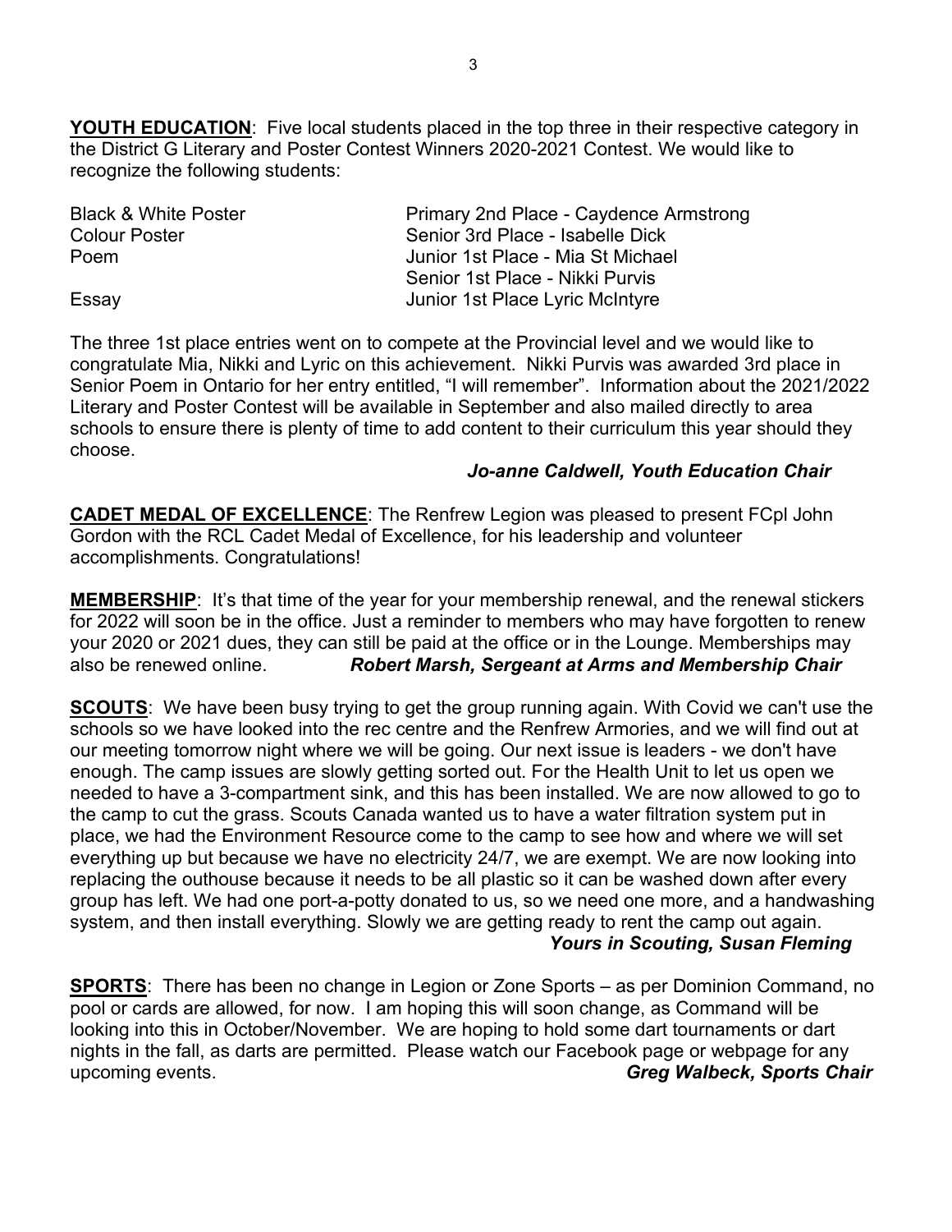**YOUTH EDUCATION**: Five local students placed in the top three in their respective category in the District G Literary and Poster Contest Winners 2020-2021 Contest. We would like to recognize the following students:

| | |
|---|---|
| Black & White Poster | Primary 2nd Place - Caydence Armstrong |
| Colour Poster | Senior 3rd Place - Isabelle Dick |
| Poem | Junior 1st Place - Mia St Michael |
| | Senior 1st Place - Nikki Purvis |
| Essay | Junior 1st Place Lyric McIntyre |

The three 1st place entries went on to compete at the Provincial level and we would like to congratulate Mia, Nikki and Lyric on this achievement. Nikki Purvis was awarded 3rd place in Senior Poem in Ontario for her entry entitled, "I will remember". Information about the 2021/2022 Literary and Poster Contest will be available in September and also mailed directly to area schools to ensure there is plenty of time to add content to their curriculum this year should they choose.

***Jo-anne Caldwell, Youth Education Chair***

**CADET MEDAL OF EXCELLENCE**: The Renfrew Legion was pleased to present FCpl John Gordon with the RCL Cadet Medal of Excellence, for his leadership and volunteer accomplishments. Congratulations!

**MEMBERSHIP**: It's that time of the year for your membership renewal, and the renewal stickers for 2022 will soon be in the office. Just a reminder to members who may have forgotten to renew your 2020 or 2021 dues, they can still be paid at the office or in the Lounge. Memberships may also be renewed online. ***Robert Marsh, Sergeant at Arms and Membership Chair***

**SCOUTS**: We have been busy trying to get the group running again. With Covid we can't use the schools so we have looked into the rec centre and the Renfrew Armories, and we will find out at our meeting tomorrow night where we will be going. Our next issue is leaders - we don't have enough. The camp issues are slowly getting sorted out. For the Health Unit to let us open we needed to have a 3-compartment sink, and this has been installed. We are now allowed to go to the camp to cut the grass. Scouts Canada wanted us to have a water filtration system put in place, we had the Environment Resource come to the camp to see how and where we will set everything up but because we have no electricity 24/7, we are exempt. We are now looking into replacing the outhouse because it needs to be all plastic so it can be washed down after every group has left. We had one port-a-potty donated to us, so we need one more, and a handwashing system, and then install everything. Slowly we are getting ready to rent the camp out again.

***Yours in Scouting, Susan Fleming***

**SPORTS**: There has been no change in Legion or Zone Sports – as per Dominion Command, no pool or cards are allowed, for now. I am hoping this will soon change, as Command will be looking into this in October/November. We are hoping to hold some dart tournaments or dart nights in the fall, as darts are permitted. Please watch our Facebook page or webpage for any upcoming events. ***Greg Walbeck, Sports Chair***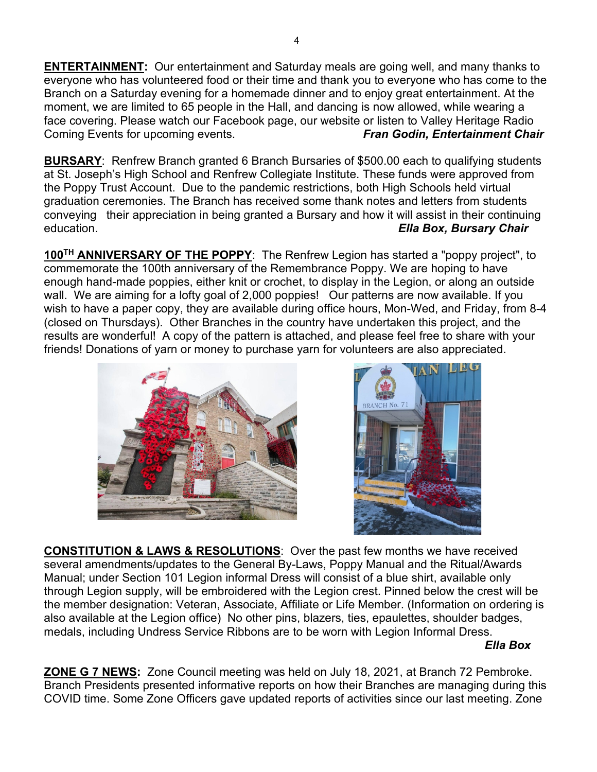**ENTERTAINMENT:** Our entertainment and Saturday meals are going well, and many thanks to everyone who has volunteered food or their time and thank you to everyone who has come to the Branch on a Saturday evening for a homemade dinner and to enjoy great entertainment. At the moment, we are limited to 65 people in the Hall, and dancing is now allowed, while wearing a face covering. Please watch our Facebook page, our website or listen to Valley Heritage Radio Coming Events for upcoming events. ***Fran Godin, Entertainment Chair***

**BURSARY**: Renfrew Branch granted 6 Branch Bursaries of $500.00 each to qualifying students at St. Joseph's High School and Renfrew Collegiate Institute. These funds were approved from the Poppy Trust Account. Due to the pandemic restrictions, both High Schools held virtual graduation ceremonies. The Branch has received some thank notes and letters from students conveying their appreciation in being granted a Bursary and how it will assist in their continuing education. ***Ella Box, Bursary Chair***

**100TH ANNIVERSARY OF THE POPPY**: The Renfrew Legion has started a "poppy project", to commemorate the 100th anniversary of the Remembrance Poppy. We are hoping to have enough hand-made poppies, either knit or crochet, to display in the Legion, or along an outside wall. We are aiming for a lofty goal of 2,000 poppies! Our patterns are now available. If you wish to have a paper copy, they are available during office hours, Mon-Wed, and Friday, from 8-4 (closed on Thursdays). Other Branches in the country have undertaken this project, and the results are wonderful! A copy of the pattern is attached, and please feel free to share with your friends! Donations of yarn or money to purchase yarn for volunteers are also appreciated.

**CONSTITUTION & LAWS & RESOLUTIONS**: Over the past few months we have received several amendments/updates to the General By-Laws, Poppy Manual and the Ritual/Awards Manual; under Section 101 Legion informal Dress will consist of a blue shirt, available only through Legion supply, will be embroidered with the Legion crest. Pinned below the crest will be the member designation: Veteran, Associate, Affiliate or Life Member. (Information on ordering is also available at the Legion office) No other pins, blazers, ties, epaulettes, shoulder badges, medals, including Undress Service Ribbons are to be worn with Legion Informal Dress.

***Ella Box***

**ZONE G 7 NEWS:** Zone Council meeting was held on July 18, 2021, at Branch 72 Pembroke. Branch Presidents presented informative reports on how their Branches are managing during this COVID time. Some Zone Officers gave updated reports of activities since our last meeting. Zone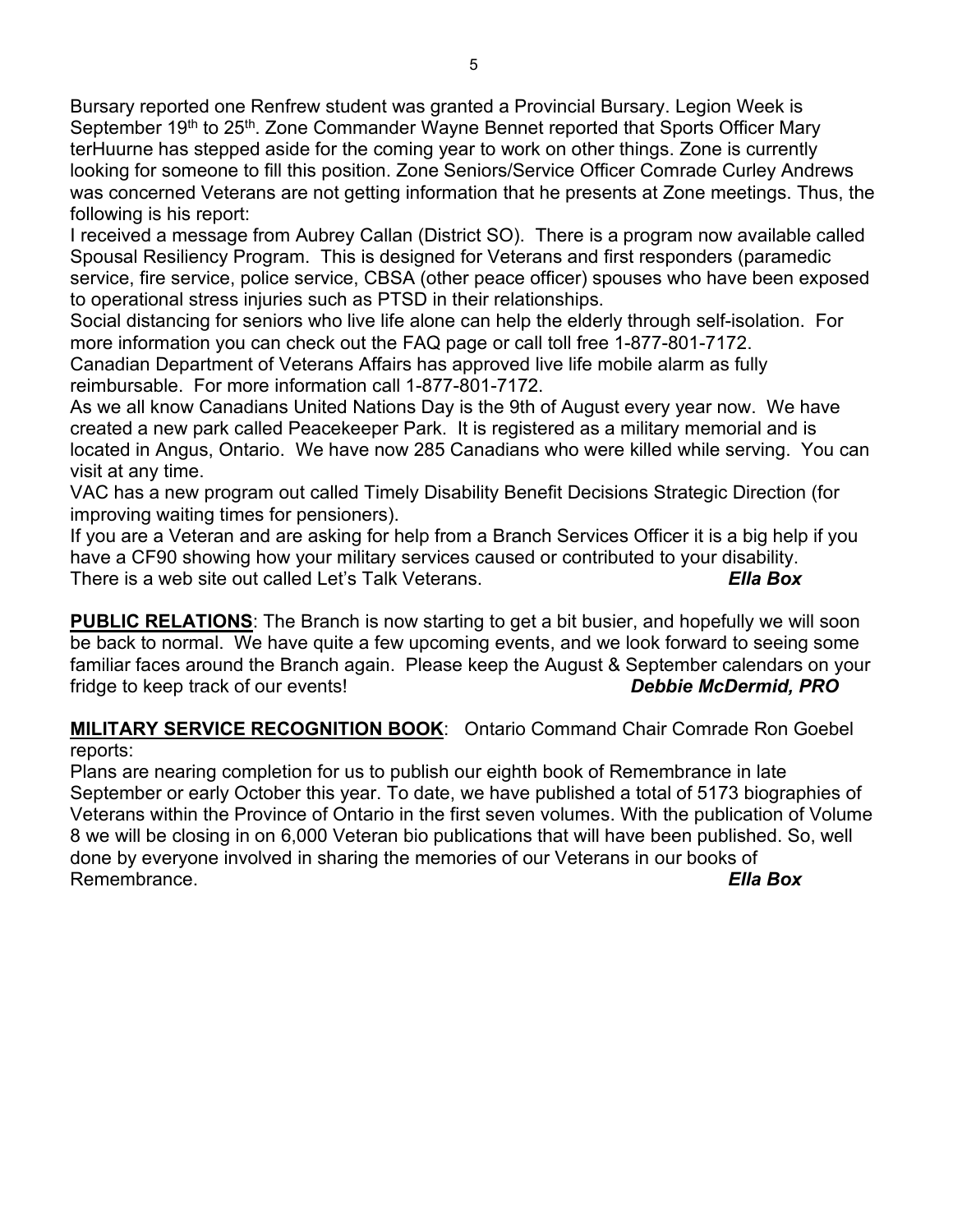Bursary reported one Renfrew student was granted a Provincial Bursary. Legion Week is September 19th to 25th. Zone Commander Wayne Bennet reported that Sports Officer Mary terHuurne has stepped aside for the coming year to work on other things. Zone is currently looking for someone to fill this position. Zone Seniors/Service Officer Comrade Curley Andrews was concerned Veterans are not getting information that he presents at Zone meetings. Thus, the following is his report:

I received a message from Aubrey Callan (District SO). There is a program now available called Spousal Resiliency Program. This is designed for Veterans and first responders (paramedic service, fire service, police service, CBSA (other peace officer) spouses who have been exposed to operational stress injuries such as PTSD in their relationships.

Social distancing for seniors who live life alone can help the elderly through self-isolation. For more information you can check out the FAQ page or call toll free 1-877-801-7172.

Canadian Department of Veterans Affairs has approved live life mobile alarm as fully reimbursable. For more information call 1-877-801-7172.

As we all know Canadians United Nations Day is the 9th of August every year now. We have created a new park called Peacekeeper Park. It is registered as a military memorial and is located in Angus, Ontario. We have now 285 Canadians who were killed while serving. You can visit at any time.

VAC has a new program out called Timely Disability Benefit Decisions Strategic Direction (for improving waiting times for pensioners).

If you are a Veteran and are asking for help from a Branch Services Officer it is a big help if you have a CF90 showing how your military services caused or contributed to your disability.

There is a web site out called Let's Talk Veterans. ***Ella Box***

**PUBLIC RELATIONS**: The Branch is now starting to get a bit busier, and hopefully we will soon be back to normal. We have quite a few upcoming events, and we look forward to seeing some familiar faces around the Branch again. Please keep the August & September calendars on your fridge to keep track of our events! ***Debbie McDermid, PRO***

**MILITARY SERVICE RECOGNITION BOOK**: Ontario Command Chair Comrade Ron Goebel reports:

Plans are nearing completion for us to publish our eighth book of Remembrance in late September or early October this year. To date, we have published a total of 5173 biographies of Veterans within the Province of Ontario in the first seven volumes. With the publication of Volume 8 we will be closing in on 6,000 Veteran bio publications that will have been published. So, well done by everyone involved in sharing the memories of our Veterans in our books of Remembrance. ***Ella Box***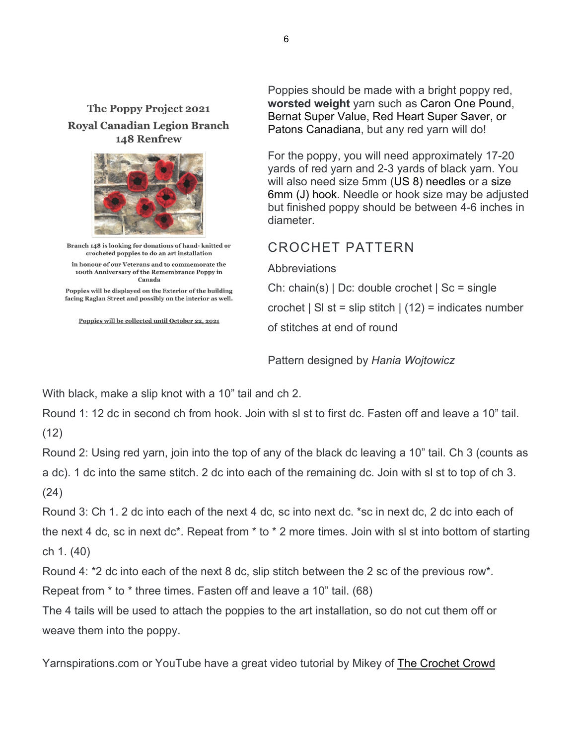### The Poppy Project 2021

### Royal Canadian Legion Branch 148 Renfrew

Branch 148 is looking for donations of hand- knitted or crocheted poppies to do an art installation

in honour of our Veterans and to commemorate the 100th Anniversary of the Remembrance Poppy in Canada

Poppies will be displayed on the Exterior of the building facing Raglan Street and possibly on the interior as well.

<u>Poppies will be collected until October 22, 2021</u>

Poppies should be made with a bright poppy red, **worsted weight** yarn such as Caron One Pound, Bernat Super Value, Red Heart Super Saver, or Patons Canadiana, but any red yarn will do!

For the poppy, you will need approximately 17-20 yards of red yarn and 2-3 yards of black yarn. You will also need size 5mm (US 8) needles or a size 6mm (J) hook. Needle or hook size may be adjusted but finished poppy should be between 4-6 inches in diameter.

## CROCHET PATTERN

Abbreviations

Ch: chain(s) | Dc: double crochet | Sc = single crochet | Sl st = slip stitch | (12) = indicates number of stitches at end of round

Pattern designed by *Hania Wojtowicz*

With black, make a slip knot with a 10" tail and ch 2.

Round 1: 12 dc in second ch from hook. Join with sl st to first dc. Fasten off and leave a 10" tail. (12)

Round 2: Using red yarn, join into the top of any of the black dc leaving a 10" tail. Ch 3 (counts as a dc). 1 dc into the same stitch. 2 dc into each of the remaining dc. Join with sl st to top of ch 3. (24)

Round 3: Ch 1. 2 dc into each of the next 4 dc, sc into next dc. *sc in next dc, 2 dc into each of the next 4 dc, sc in next dc*. Repeat from * to * 2 more times. Join with sl st into bottom of starting ch 1. (40)

Round 4: *2 dc into each of the next 8 dc, slip stitch between the 2 sc of the previous row*. Repeat from * to * three times. Fasten off and leave a 10" tail. (68)

The 4 tails will be used to attach the poppies to the art installation, so do not cut them off or weave them into the poppy.

Yarnspirations.com or YouTube have a great video tutorial by Mikey of <u>The Crochet Crowd</u>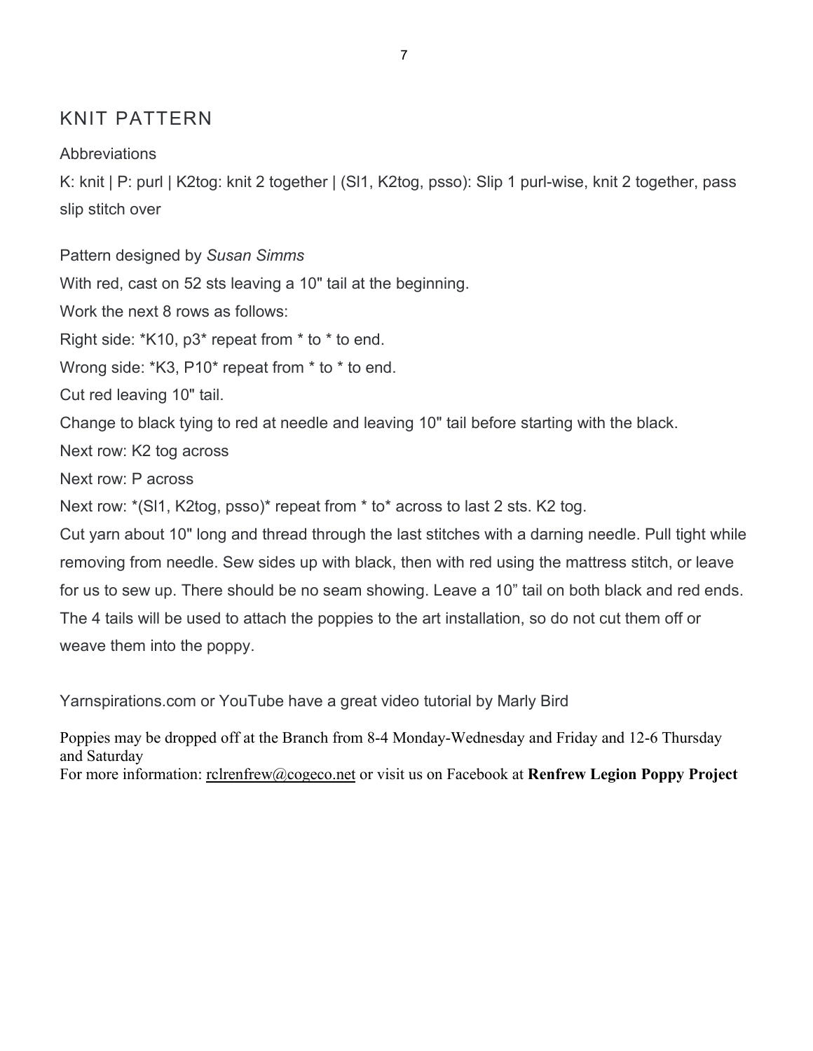## KNIT PATTERN

Abbreviations

K: knit | P: purl | K2tog: knit 2 together | (Sl1, K2tog, psso): Slip 1 purl-wise, knit 2 together, pass slip stitch over

Pattern designed by *Susan Simms*

With red, cast on 52 sts leaving a 10" tail at the beginning.

Work the next 8 rows as follows:

Right side: *K10, p3* repeat from * to * to end.

Wrong side: *K3, P10* repeat from * to * to end.

Cut red leaving 10" tail.

Change to black tying to red at needle and leaving 10" tail before starting with the black.

Next row: K2 tog across

Next row: P across

Next row: *(Sl1, K2tog, psso)* repeat from * to* across to last 2 sts. K2 tog.

Cut yarn about 10" long and thread through the last stitches with a darning needle. Pull tight while removing from needle. Sew sides up with black, then with red using the mattress stitch, or leave for us to sew up. There should be no seam showing. Leave a 10" tail on both black and red ends. The 4 tails will be used to attach the poppies to the art installation, so do not cut them off or weave them into the poppy.

Yarnspirations.com or YouTube have a great video tutorial by Marly Bird

Poppies may be dropped off at the Branch from 8-4 Monday-Wednesday and Friday and 12-6 Thursday and Saturday
For more information: rclrenfrew@cogeco.net or visit us on Facebook at **Renfrew Legion Poppy Project**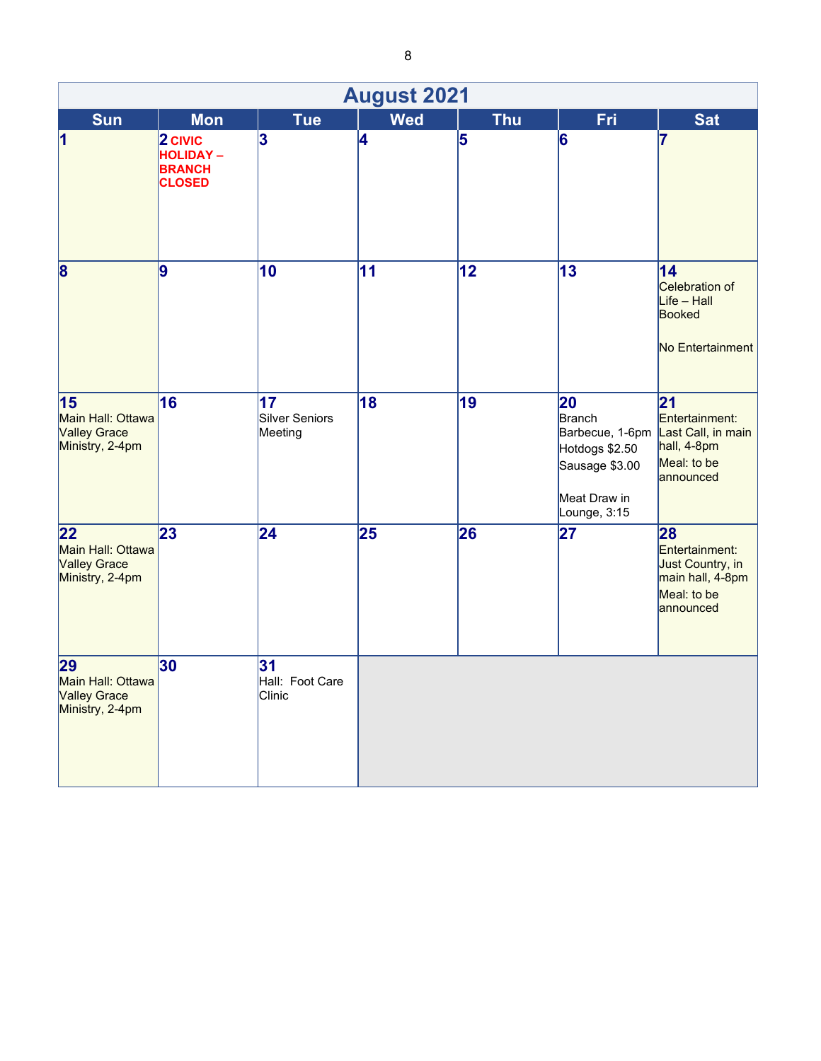# August 2021

| Sun | Mon | Tue | Wed | Thu | Fri | Sat |
|---|---|---|---|---|---|---|
| 1 | 2 **CIVIC HOLIDAY – BRANCH CLOSED** | 3 | 4 | 5 | 6 | 7 |
| 8 | 9 | 10 | 11 | 12 | 13 | 14 Celebration of Life – Hall Booked<br><br>No Entertainment |
| 15 Main Hall: Ottawa Valley Grace Ministry, 2-4pm | 16 | 17 Silver Seniors Meeting | 18 | 19 | 20 Branch Barbecue, 1-6pm<br>Hotdogs $2.50<br>Sausage $3.00<br><br>Meat Draw in Lounge, 3:15 | 21 Entertainment: Last Call, in main hall, 4-8pm<br>Meal: to be announced |
| 22 Main Hall: Ottawa Valley Grace Ministry, 2-4pm | 23 | 24 | 25 | 26 | 27 | 28 Entertainment: Just Country, in main hall, 4-8pm<br>Meal: to be announced |
| 29 Main Hall: Ottawa Valley Grace Ministry, 2-4pm | 30 | 31 Hall: Foot Care Clinic | | | | |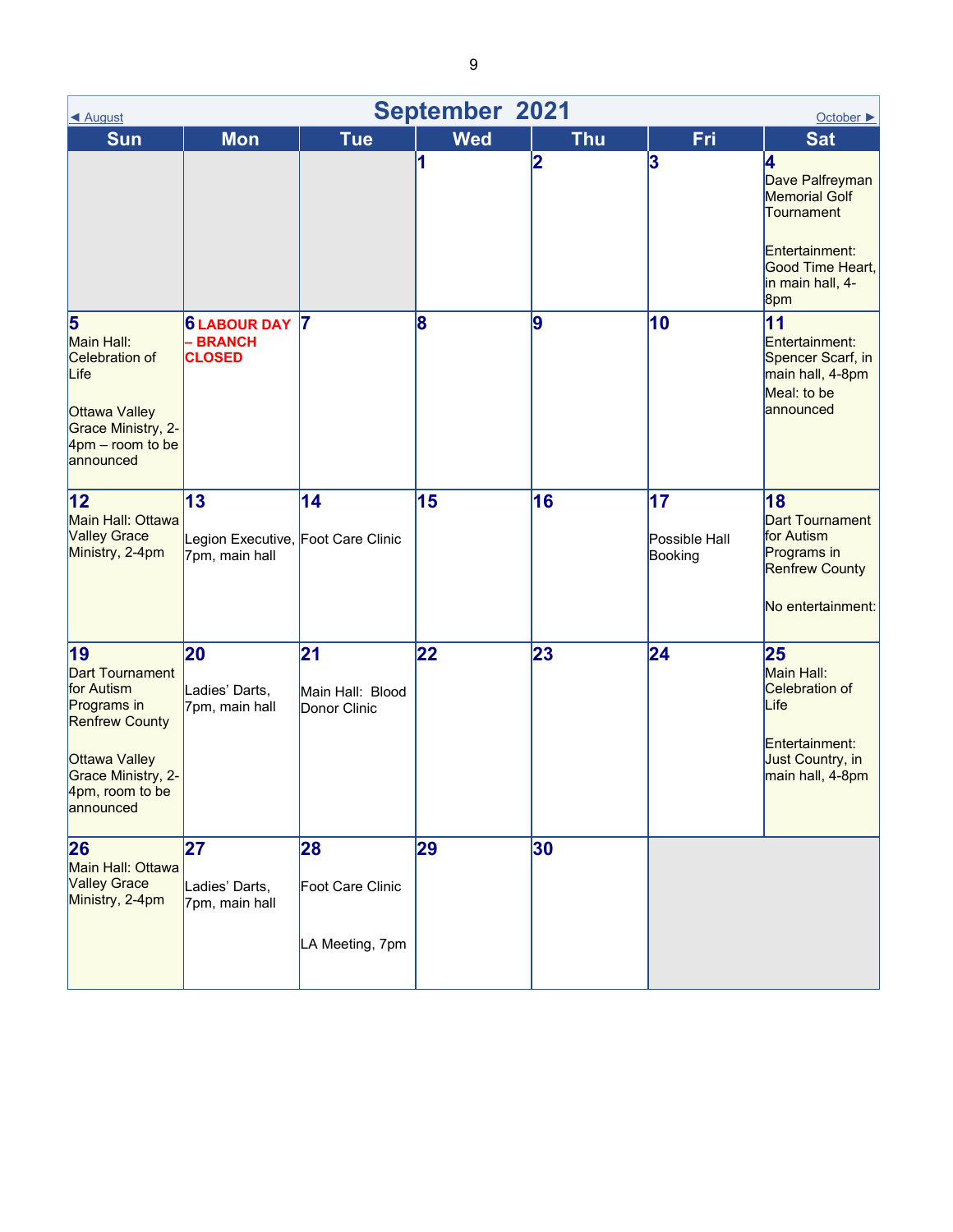# September 2021

◄ August | October ►

| Sun | Mon | Tue | Wed | Thu | Fri | Sat |
|---|---|---|---|---|---|---|
| | | | 1 | 2 | 3 | 4 Dave Palfreyman Memorial Golf Tournament<br><br>Entertainment: Good Time Heart, in main hall, 4-8pm |
| 5 Main Hall: Celebration of Life<br><br>Ottawa Valley Grace Ministry, 2-4pm – room to be announced | 6 **LABOUR DAY – BRANCH CLOSED** | 7 | 8 | 9 | 10 | 11 Entertainment: Spencer Scarf, in main hall, 4-8pm<br>Meal: to be announced |
| 12 Main Hall: Ottawa Valley Grace Ministry, 2-4pm | 13 Legion Executive, 7pm, main hall | 14 Foot Care Clinic | 15 | 16 | 17 Possible Hall Booking | 18 Dart Tournament for Autism Programs in Renfrew County<br><br>No entertainment: |
| 19 Dart Tournament for Autism Programs in Renfrew County<br><br>Ottawa Valley Grace Ministry, 2-4pm, room to be announced | 20 Ladies' Darts, 7pm, main hall | 21 Main Hall: Blood Donor Clinic | 22 | 23 | 24 | 25 Main Hall: Celebration of Life<br><br>Entertainment: Just Country, in main hall, 4-8pm |
| 26 Main Hall: Ottawa Valley Grace Ministry, 2-4pm | 27 Ladies' Darts, 7pm, main hall | 28 Foot Care Clinic<br><br>LA Meeting, 7pm | 29 | 30 | | |